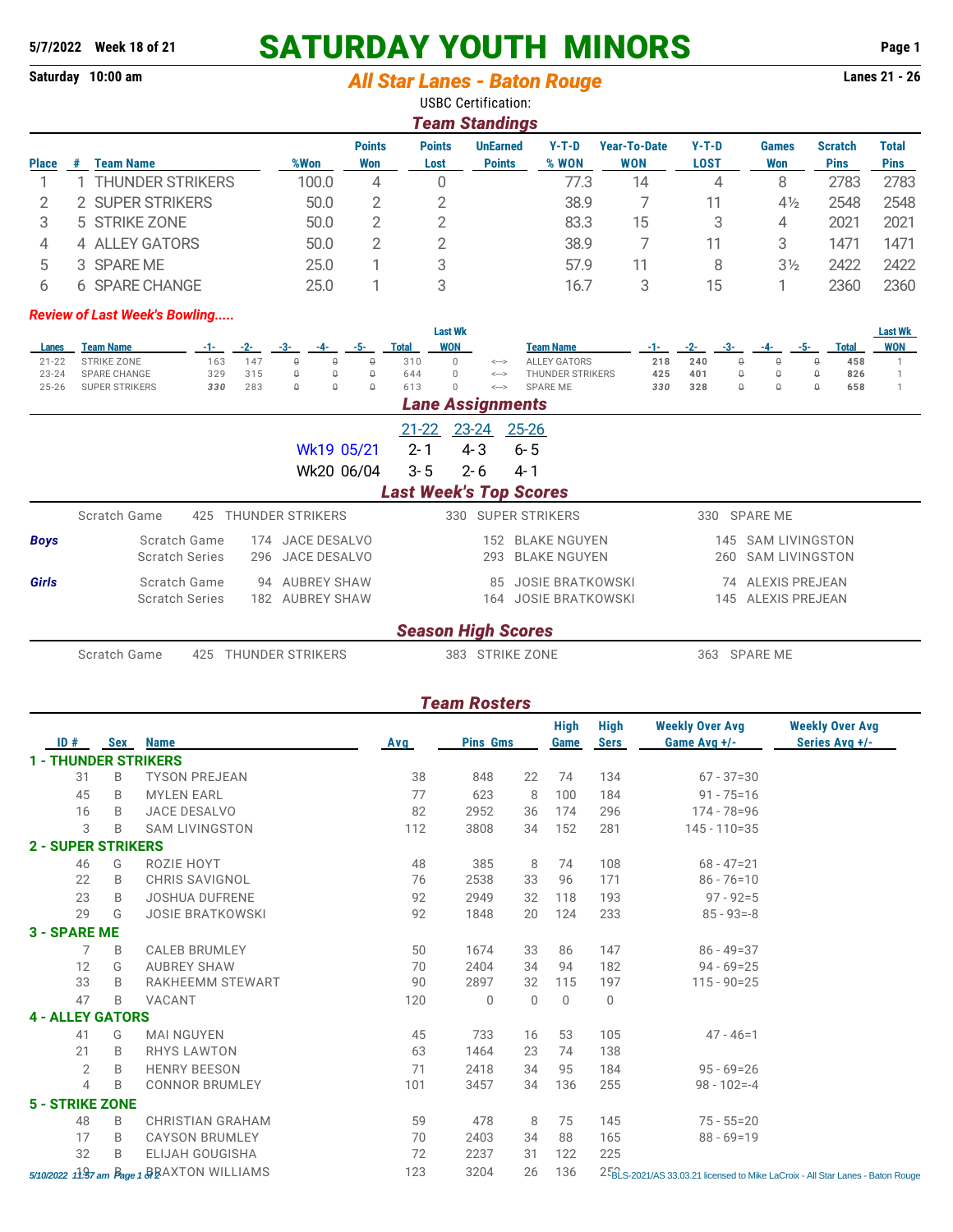**5/7/2022 Week 18 of 21**

# SATURDAY YOUTH MINORS

**Saturday 10:00 am**

## *All Star Lanes - Baton Rouge*

**Lanes 21 - 26**

USBC Certification:

### *Team Standings*

| Place | # | Team Name | %Won | Points Won | Points Lost | UnEarned Points | Y-T-D % WON | Year-To-Date WON | Y-T-D LOST | Games Won | Scratch Pins | Total Pins |
|---|---|---|---|---|---|---|---|---|---|---|---|---|
| 1 | 1 | THUNDER STRIKERS | 100.0 | 4 | 0 | | 77.3 | 14 | 4 | 8 | 2783 | 2783 |
| 2 | 2 | SUPER STRIKERS | 50.0 | 2 | 2 | | 38.9 | 7 | 11 | 4½ | 2548 | 2548 |
| 3 | 5 | STRIKE ZONE | 50.0 | 2 | 2 | | 83.3 | 15 | 3 | 4 | 2021 | 2021 |
| 4 | 4 | ALLEY GATORS | 50.0 | 2 | 2 | | 38.9 | 7 | 11 | 3 | 1471 | 1471 |
| 5 | 3 | SPARE ME | 25.0 | 1 | 3 | | 57.9 | 11 | 8 | 3½ | 2422 | 2422 |
| 6 | 6 | SPARE CHANGE | 25.0 | 1 | 3 | | 16.7 | 3 | 15 | 1 | 2360 | 2360 |

***Review of Last Week's Bowling.....***

| Lanes | Team Name | -1- | -2- | -3- | -4- | -5- | Total | Last Wk WON | | Team Name | -1- | -2- | -3- | -4- | -5- | Total | Last Wk WON |
|---|---|---|---|---|---|---|---|---|---|---|---|---|---|---|---|---|---|
| 21-22 | STRIKE ZONE | 163 | 147 | 0 | 0 | 0 | 310 | 0 | <---> | ALLEY GATORS | **218** | **240** | 0 | 0 | 0 | **458** | 1 |
| 23-24 | SPARE CHANGE | 329 | 315 | 0 | 0 | 0 | 644 | 0 | <---> | THUNDER STRIKERS | **425** | **401** | 0 | 0 | 0 | **826** | 1 |
| 25-26 | SUPER STRIKERS | ***330*** | 283 | 0 | 0 | 0 | 613 | 0 | <---> | SPARE ME | ***330*** | **328** | 0 | 0 | 0 | **658** | 1 |

### *Lane Assignments*

| | 21-22 | 23-24 | 25-26 |
|---|---|---|---|
| Wk19 05/21 | 2- 1 | 4- 3 | 6- 5 |
| Wk20 06/04 | 3- 5 | 2- 6 | 4- 1 |

### *Last Week's Top Scores*

| | | | | | |
|---|---|---|---|---|---|
| | Scratch Game | 425 THUNDER STRIKERS | 330 SUPER STRIKERS | 330 SPARE ME |
| ***Boys*** | Scratch Game | 174 JACE DESALVO | 152 BLAKE NGUYEN | 145 SAM LIVINGSTON |
| | Scratch Series | 296 JACE DESALVO | 293 BLAKE NGUYEN | 260 SAM LIVINGSTON |
| ***Girls*** | Scratch Game | 94 AUBREY SHAW | 85 JOSIE BRATKOWSKI | 74 ALEXIS PREJEAN |
| | Scratch Series | 182 AUBREY SHAW | 164 JOSIE BRATKOWSKI | 145 ALEXIS PREJEAN |

### *Season High Scores*

| | | | |
|---|---|---|---|
| Scratch Game | 425 THUNDER STRIKERS | 383 STRIKE ZONE | 363 SPARE ME |

### *Team Rosters*

| ID # | Sex | Name | Avg | Pins | Gms | High Game | High Sers | Weekly Over Avg Game Avg +/- | Weekly Over Avg Series Avg +/- |
|---|---|---|---|---|---|---|---|---|---|
| **1 - THUNDER STRIKERS** | | | | | | | | | |
| 31 | B | TYSON PREJEAN | 38 | 848 | 22 | 74 | 134 | 67 - 37=30 | |
| 45 | B | MYLEN EARL | 77 | 623 | 8 | 100 | 184 | 91 - 75=16 | |
| 16 | B | JACE DESALVO | 82 | 2952 | 36 | 174 | 296 | 174 - 78=96 | |
| 3 | B | SAM LIVINGSTON | 112 | 3808 | 34 | 152 | 281 | 145 - 110=35 | |
| **2 - SUPER STRIKERS** | | | | | | | | | |
| 46 | G | ROZIE HOYT | 48 | 385 | 8 | 74 | 108 | 68 - 47=21 | |
| 22 | B | CHRIS SAVIGNOL | 76 | 2538 | 33 | 96 | 171 | 86 - 76=10 | |
| 23 | B | JOSHUA DUFRENE | 92 | 2949 | 32 | 118 | 193 | 97 - 92=5 | |
| 29 | G | JOSIE BRATKOWSKI | 92 | 1848 | 20 | 124 | 233 | 85 - 93=-8 | |
| **3 - SPARE ME** | | | | | | | | | |
| 7 | B | CALEB BRUMLEY | 50 | 1674 | 33 | 86 | 147 | 86 - 49=37 | |
| 12 | G | AUBREY SHAW | 70 | 2404 | 34 | 94 | 182 | 94 - 69=25 | |
| 33 | B | RAKHEEMM STEWART | 90 | 2897 | 32 | 115 | 197 | 115 - 90=25 | |
| 47 | B | VACANT | 120 | 0 | 0 | 0 | 0 | | |
| **4 - ALLEY GATORS** | | | | | | | | | |
| 41 | G | MAI NGUYEN | 45 | 733 | 16 | 53 | 105 | 47 - 46=1 | |
| 21 | B | RHYS LAWTON | 63 | 1464 | 23 | 74 | 138 | | |
| 2 | B | HENRY BEESON | 71 | 2418 | 34 | 95 | 184 | 95 - 69=26 | |
| 4 | B | CONNOR BRUMLEY | 101 | 3457 | 34 | 136 | 255 | 98 - 102=-4 | |
| **5 - STRIKE ZONE** | | | | | | | | | |
| 48 | B | CHRISTIAN GRAHAM | 59 | 478 | 8 | 75 | 145 | 75 - 55=20 | |
| 17 | B | CAYSON BRUMLEY | 70 | 2403 | 34 | 88 | 165 | 88 - 69=19 | |
| 32 | B | ELIJAH GOUGISHA | 72 | 2237 | 31 | 122 | 225 | | |
| 19 | B | BRAXTON WILLIAMS | 123 | 3204 | 26 | 136 | 252 | | |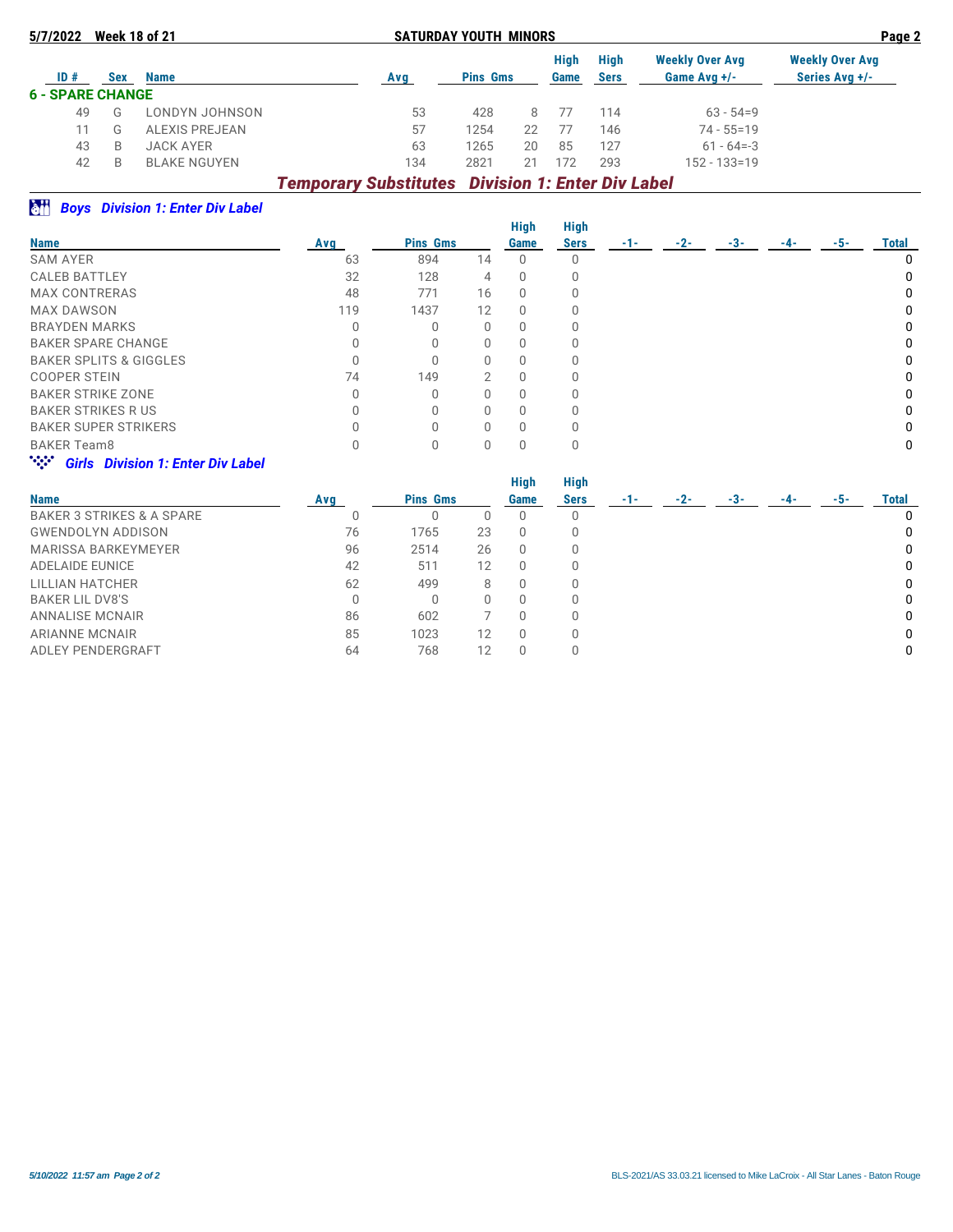| ID # | Sex | Name | Avg | Pins | Gms | High Game | High Sers | Weekly Over Avg Game Avg +/- | Weekly Over Avg Series Avg +/- |
|---|---|---|---|---|---|---|---|---|---|
| **6 - SPARE CHANGE** | | | | | | | | | |
| 49 | G | LONDYN JOHNSON | 53 | 428 | 8 | 77 | 114 | 63 - 54=9 | |
| 11 | G | ALEXIS PREJEAN | 57 | 1254 | 22 | 77 | 146 | 74 - 55=19 | |
| 43 | B | JACK AYER | 63 | 1265 | 20 | 85 | 127 | 61 - 64=-3 | |
| 42 | B | BLAKE NGUYEN | 134 | 2821 | 21 | 172 | 293 | 152 - 133=19 | |

## *Temporary Substitutes Division 1: Enter Div Label*

### *Boys Division 1: Enter Div Label*

| Name | Avg | Pins | Gms | High Game | High Sers | -1- | -2- | -3- | -4- | -5- | Total |
|---|---|---|---|---|---|---|---|---|---|---|---|
| SAM AYER | 63 | 894 | 14 | 0 | 0 | | | | | | 0 |
| CALEB BATTLEY | 32 | 128 | 4 | 0 | 0 | | | | | | 0 |
| MAX CONTRERAS | 48 | 771 | 16 | 0 | 0 | | | | | | 0 |
| MAX DAWSON | 119 | 1437 | 12 | 0 | 0 | | | | | | 0 |
| BRAYDEN MARKS | 0 | 0 | 0 | 0 | 0 | | | | | | 0 |
| BAKER SPARE CHANGE | 0 | 0 | 0 | 0 | 0 | | | | | | 0 |
| BAKER SPLITS & GIGGLES | 0 | 0 | 0 | 0 | 0 | | | | | | 0 |
| COOPER STEIN | 74 | 149 | 2 | 0 | 0 | | | | | | 0 |
| BAKER STRIKE ZONE | 0 | 0 | 0 | 0 | 0 | | | | | | 0 |
| BAKER STRIKES R US | 0 | 0 | 0 | 0 | 0 | | | | | | 0 |
| BAKER SUPER STRIKERS | 0 | 0 | 0 | 0 | 0 | | | | | | 0 |
| BAKER Team8 | 0 | 0 | 0 | 0 | 0 | | | | | | 0 |

### *Girls Division 1: Enter Div Label*

| Name | Avg | Pins | Gms | High Game | High Sers | -1- | -2- | -3- | -4- | -5- | Total |
|---|---|---|---|---|---|---|---|---|---|---|---|
| BAKER 3 STRIKES & A SPARE | 0 | 0 | 0 | 0 | 0 | | | | | | 0 |
| GWENDOLYN ADDISON | 76 | 1765 | 23 | 0 | 0 | | | | | | 0 |
| MARISSA BARKEYMEYER | 96 | 2514 | 26 | 0 | 0 | | | | | | 0 |
| ADELAIDE EUNICE | 42 | 511 | 12 | 0 | 0 | | | | | | 0 |
| LILLIAN HATCHER | 62 | 499 | 8 | 0 | 0 | | | | | | 0 |
| BAKER LIL DV8'S | 0 | 0 | 0 | 0 | 0 | | | | | | 0 |
| ANNALISE MCNAIR | 86 | 602 | 7 | 0 | 0 | | | | | | 0 |
| ARIANNE MCNAIR | 85 | 1023 | 12 | 0 | 0 | | | | | | 0 |
| ADLEY PENDERGRAFT | 64 | 768 | 12 | 0 | 0 | | | | | | 0 |

BLS-2021/AS 33.03.21 licensed to Mike LaCroix - All Star Lanes - Baton Rouge